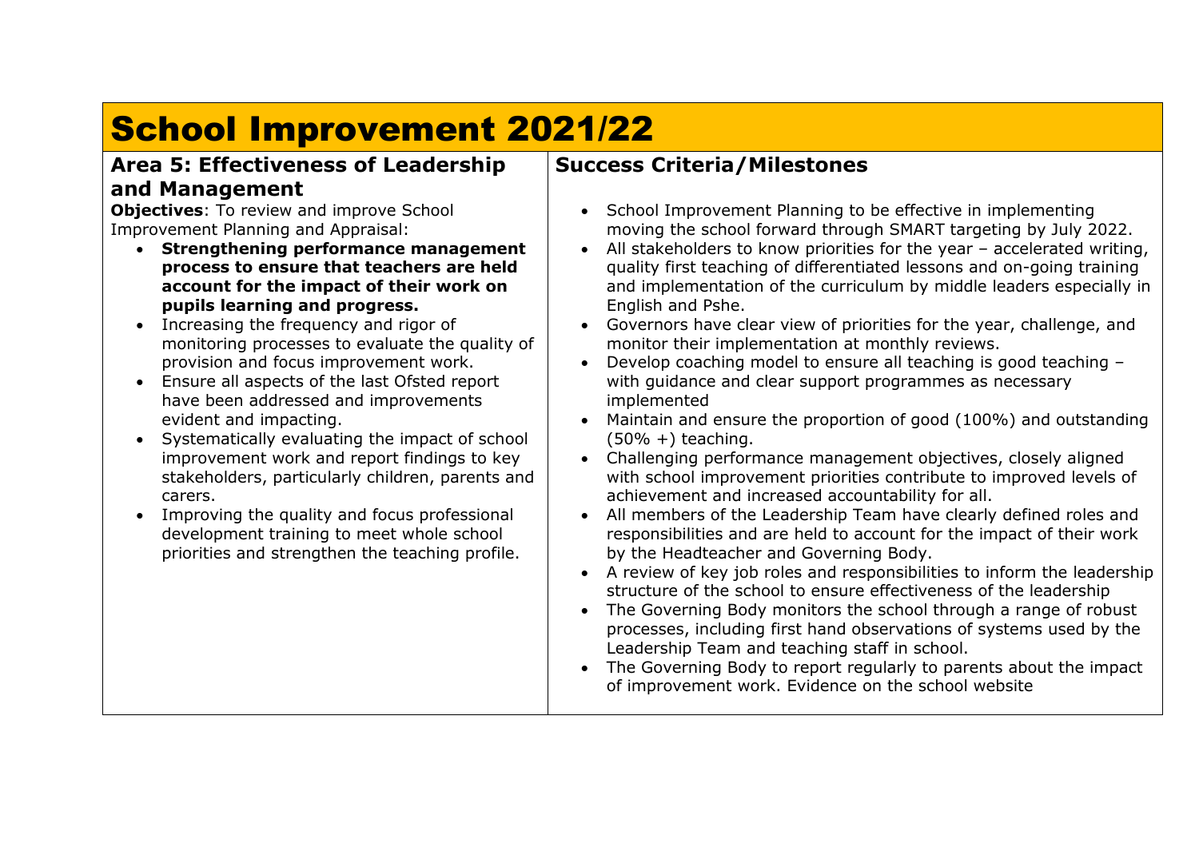# School Improvement 2021/22

| Area 5: Effectiveness of Leadership and Management | Success Criteria/Milestones |
| --- | --- |
| **Objectives**: To review and improve School Improvement Planning and Appraisal:<br>• **Strengthening performance management process to ensure that teachers are held account for the impact of their work on pupils learning and progress.**<br>• Increasing the frequency and rigor of monitoring processes to evaluate the quality of provision and focus improvement work.<br>• Ensure all aspects of the last Ofsted report have been addressed and improvements evident and impacting.<br>• Systematically evaluating the impact of school improvement work and report findings to key stakeholders, particularly children, parents and carers.<br>• Improving the quality and focus professional development training to meet whole school priorities and strengthen the teaching profile. | • School Improvement Planning to be effective in implementing moving the school forward through SMART targeting by July 2022.<br>• All stakeholders to know priorities for the year – accelerated writing, quality first teaching of differentiated lessons and on-going training and implementation of the curriculum by middle leaders especially in English and Pshe.<br>• Governors have clear view of priorities for the year, challenge, and monitor their implementation at monthly reviews.<br>• Develop coaching model to ensure all teaching is good teaching – with guidance and clear support programmes as necessary implemented<br>• Maintain and ensure the proportion of good (100%) and outstanding (50% +) teaching.<br>• Challenging performance management objectives, closely aligned with school improvement priorities contribute to improved levels of achievement and increased accountability for all.<br>• All members of the Leadership Team have clearly defined roles and responsibilities and are held to account for the impact of their work by the Headteacher and Governing Body.<br>• A review of key job roles and responsibilities to inform the leadership structure of the school to ensure effectiveness of the leadership<br>• The Governing Body monitors the school through a range of robust processes, including first hand observations of systems used by the Leadership Team and teaching staff in school.<br>• The Governing Body to report regularly to parents about the impact of improvement work. Evidence on the school website |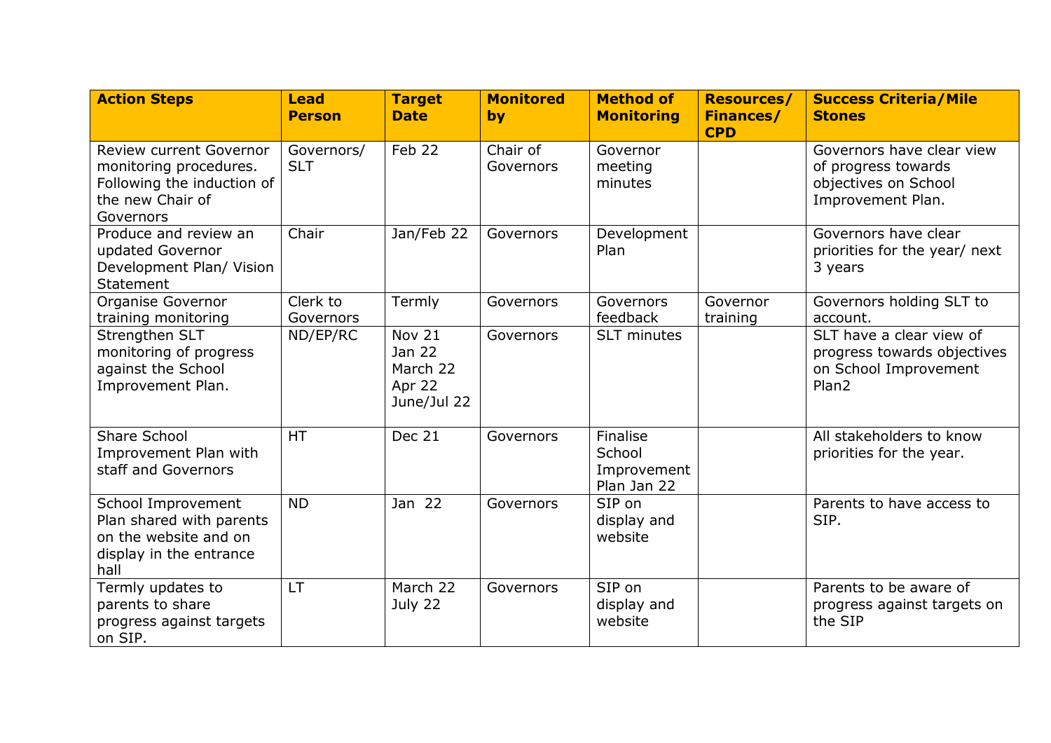| **Action Steps** | **Lead Person** | **Target Date** | **Monitored by** | **Method of Monitoring** | **Resources/ Finances/ CPD** | **Success Criteria/Mile Stones** |
|---|---|---|---|---|---|---|
| Review current Governor monitoring procedures. Following the induction of the new Chair of Governors | Governors/ SLT | Feb 22 | Chair of Governors | Governor meeting minutes | | Governors have clear view of progress towards objectives on School Improvement Plan. |
| Produce and review an updated Governor Development Plan/ Vision Statement | Chair | Jan/Feb 22 | Governors | Development Plan | | Governors have clear priorities for the year/ next 3 years |
| Organise Governor training monitoring | Clerk to Governors | Termly | Governors | Governors feedback | Governor training | Governors holding SLT to account. |
| Strengthen SLT monitoring of progress against the School Improvement Plan. | ND/EP/RC | Nov 21 Jan 22 March 22 Apr 22 June/Jul 22 | Governors | SLT minutes | | SLT have a clear view of progress towards objectives on School Improvement Plan2 |
| Share School Improvement Plan with staff and Governors | HT | Dec 21 | Governors | Finalise School Improvement Plan Jan 22 | | All stakeholders to know priorities for the year. |
| School Improvement Plan shared with parents on the website and on display in the entrance hall | ND | Jan 22 | Governors | SIP on display and website | | Parents to have access to SIP. |
| Termly updates to parents to share progress against targets on SIP. | LT | March 22 July 22 | Governors | SIP on display and website | | Parents to be aware of progress against targets on the SIP |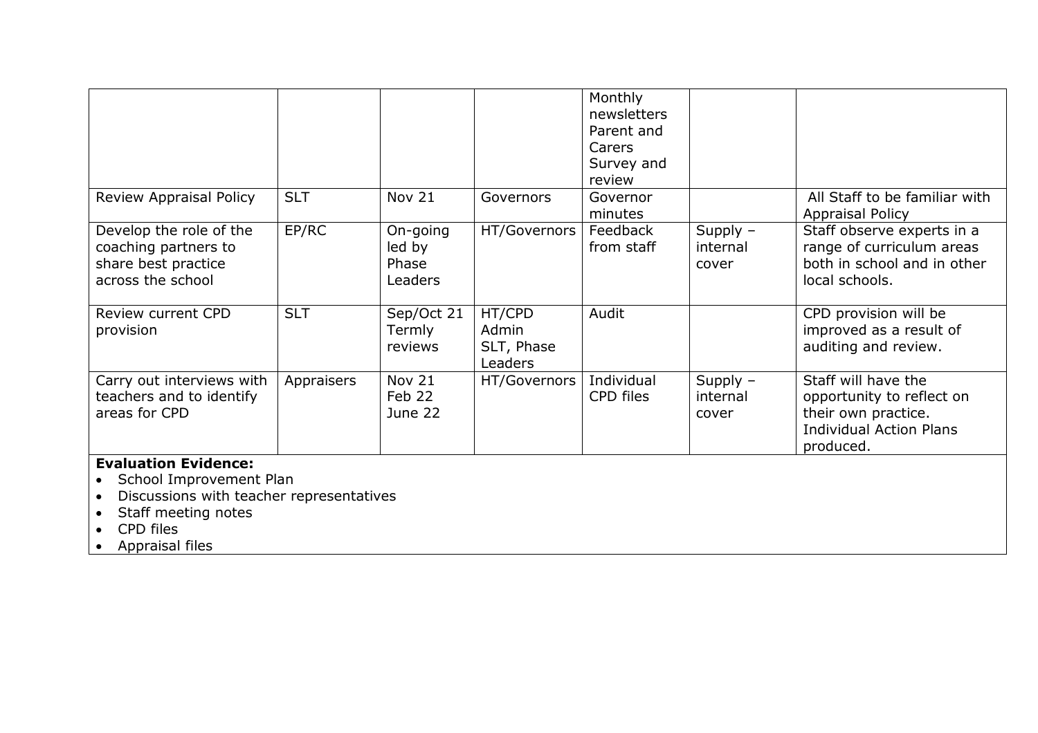| | | | | | | |
|---|---|---|---|---|---|---|
| | | | | Monthly newsletters Parent and Carers Survey and review | | |
| Review Appraisal Policy | SLT | Nov 21 | Governors | Governor minutes | | All Staff to be familiar with Appraisal Policy |
| Develop the role of the coaching partners to share best practice across the school | EP/RC | On-going led by Phase Leaders | HT/Governors | Feedback from staff | Supply – internal cover | Staff observe experts in a range of curriculum areas both in school and in other local schools. |
| Review current CPD provision | SLT | Sep/Oct 21 Termly reviews | HT/CPD Admin SLT, Phase Leaders | Audit | | CPD provision will be improved as a result of auditing and review. |
| Carry out interviews with teachers and to identify areas for CPD | Appraisers | Nov 21 Feb 22 June 22 | HT/Governors | Individual CPD files | Supply – internal cover | Staff will have the opportunity to reflect on their own practice. Individual Action Plans produced. |

**Evaluation Evidence:**

- School Improvement Plan
- Discussions with teacher representatives
- Staff meeting notes
- CPD files
- Appraisal files